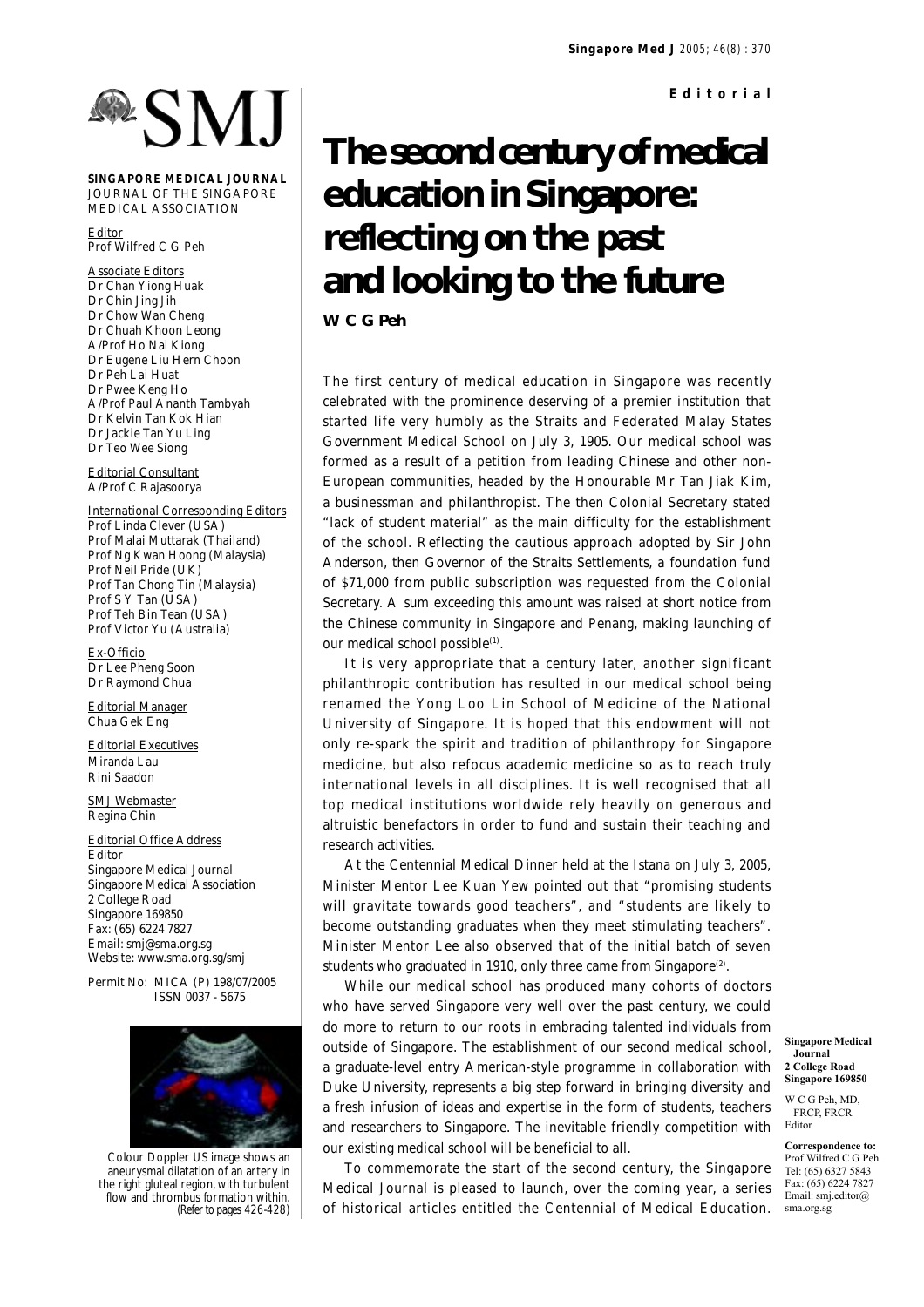SINGAPORE MEDICAL JOURNAL
JOURNAL OF THE SINGAPORE MEDICAL ASSOCIATION

Editor
Prof Wilfred C G Peh

Associate Editors
Dr Chan Yiong Huak
Dr Chin Jing Jih
Dr Chow Wan Cheng
Dr Chuah Khoon Leong
A/Prof Ho Nai Kiong
Dr Eugene Liu Hern Choon
Dr Peh Lai Huat
Dr Pwee Keng Ho
A/Prof Paul Ananth Tambyah
Dr Kelvin Tan Kok Hian
Dr Jackie Tan Yu Ling
Dr Teo Wee Siong

Editorial Consultant
A/Prof C Rajasoorya

International Corresponding Editors
Prof Linda Clever (USA)
Prof Malai Muttarak (Thailand)
Prof Ng Kwan Hoong (Malaysia)
Prof Neil Pride (UK)
Prof Tan Chong Tin (Malaysia)
Prof S Y Tan (USA)
Prof Teh Bin Tean (USA)
Prof Victor Yu (Australia)

Ex-Officio
Dr Lee Pheng Soon
Dr Raymond Chua

Editorial Manager
Chua Gek Eng

Editorial Executives
Miranda Lau
Rini Saadon

SMJ Webmaster
Regina Chin

Editorial Office Address
Editor
Singapore Medical Journal
Singapore Medical Association
2 College Road
Singapore 169850
Fax: (65) 6224 7827
Email: smj@sma.org.sg
Website: www.sma.org.sg/smj

Permit No: MICA (P) 198/07/2005
ISSN 0037 - 5675

Colour Doppler US image shows an aneurysmal dilatation of an artery in the right gluteal region, with turbulent flow and thrombus formation within. (Refer to pages 426-428)

**Editorial**

# The second century of medical education in Singapore: reflecting on the past and looking to the future

**W C G Peh**

The first century of medical education in Singapore was recently celebrated with the prominence deserving of a premier institution that started life very humbly as the Straits and Federated Malay States Government Medical School on July 3, 1905. Our medical school was formed as a result of a petition from leading Chinese and other non-European communities, headed by the Honourable Mr Tan Jiak Kim, a businessman and philanthropist. The then Colonial Secretary stated "lack of student material" as the main difficulty for the establishment of the school. Reflecting the cautious approach adopted by Sir John Anderson, then Governor of the Straits Settlements, a foundation fund of $71,000 from public subscription was requested from the Colonial Secretary. A sum exceeding this amount was raised at short notice from the Chinese community in Singapore and Penang, making launching of our medical school possible[1].

It is very appropriate that a century later, another significant philanthropic contribution has resulted in our medical school being renamed the Yong Loo Lin School of Medicine of the National University of Singapore. It is hoped that this endowment will not only re-spark the spirit and tradition of philanthropy for Singapore medicine, but also refocus academic medicine so as to reach truly international levels in all disciplines. It is well recognised that all top medical institutions worldwide rely heavily on generous and altruistic benefactors in order to fund and sustain their teaching and research activities.

At the Centennial Medical Dinner held at the Istana on July 3, 2005, Minister Mentor Lee Kuan Yew pointed out that "promising students will gravitate towards good teachers", and "students are likely to become outstanding graduates when they meet stimulating teachers". Minister Mentor Lee also observed that of the initial batch of seven students who graduated in 1910, only three came from Singapore[2].

While our medical school has produced many cohorts of doctors who have served Singapore very well over the past century, we could do more to return to our roots in embracing talented individuals from outside of Singapore. The establishment of our second medical school, a graduate-level entry American-style programme in collaboration with Duke University, represents a big step forward in bringing diversity and a fresh infusion of ideas and expertise in the form of students, teachers and researchers to Singapore. The inevitable friendly competition with our existing medical school will be beneficial to all.

To commemorate the start of the second century, the Singapore Medical Journal is pleased to launch, over the coming year, a series of historical articles entitled the Centennial of Medical Education.

Singapore Medical Journal
2 College Road
Singapore 169850

W C G Peh, MD, FRCP, FRCR
Editor

Correspondence to:
Prof Wilfred C G Peh
Tel: (65) 6327 5843
Fax: (65) 6224 7827
Email: smj.editor@sma.org.sg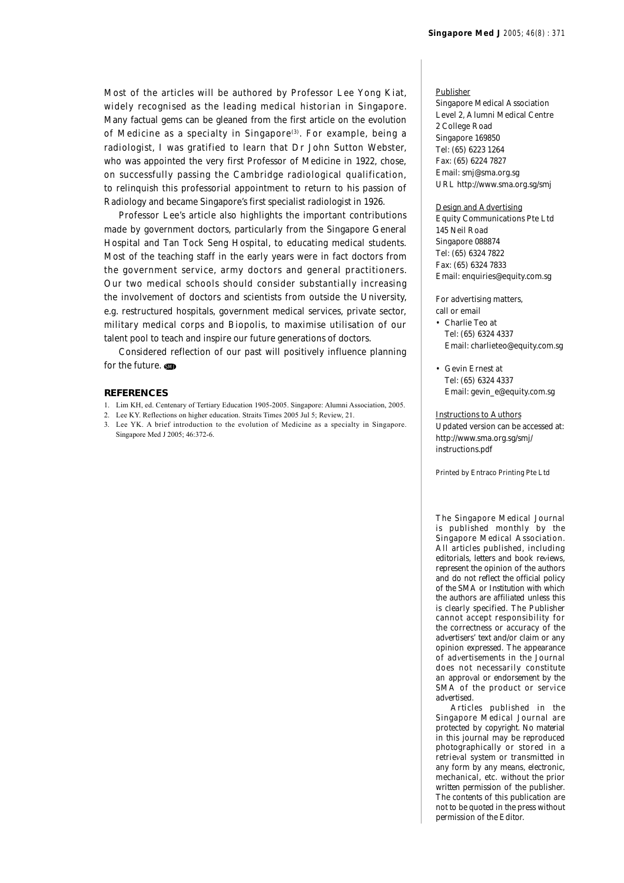Most of the articles will be authored by Professor Lee Yong Kiat, widely recognised as the leading medical historian in Singapore. Many factual gems can be gleaned from the first article on the evolution of Medicine as a specialty in Singapore[3]. For example, being a radiologist, I was gratified to learn that Dr John Sutton Webster, who was appointed the very first Professor of Medicine in 1922, chose, on successfully passing the Cambridge radiological qualification, to relinquish this professorial appointment to return to his passion of Radiology and became Singapore's first specialist radiologist in 1926.

Professor Lee's article also highlights the important contributions made by government doctors, particularly from the Singapore General Hospital and Tan Tock Seng Hospital, to educating medical students. Most of the teaching staff in the early years were in fact doctors from the government service, army doctors and general practitioners. Our two medical schools should consider substantially increasing the involvement of doctors and scientists from outside the University, e.g. restructured hospitals, government medical services, private sector, military medical corps and Biopolis, to maximise utilisation of our talent pool to teach and inspire our future generations of doctors.

Considered reflection of our past will positively influence planning for the future.

## REFERENCES

1. Lim KH, ed. Centenary of Tertiary Education 1905-2005. Singapore: Alumni Association, 2005.
2. Lee KY. Reflections on higher education. Straits Times 2005 Jul 5; Review, 21.
3. Lee YK. A brief introduction to the evolution of Medicine as a specialty in Singapore. Singapore Med J 2005; 46:372-6.

Publisher
Singapore Medical Association
Level 2, Alumni Medical Centre
2 College Road
Singapore 169850
Tel: (65) 6223 1264
Fax: (65) 6224 7827
Email: smj@sma.org.sg
URL http://www.sma.org.sg/smj

Design and Advertising
Equity Communications Pte Ltd
145 Neil Road
Singapore 088874
Tel: (65) 6324 7822
Fax: (65) 6324 7833
Email: enquiries@equity.com.sg

For advertising matters, call or email

- Charlie Teo at
  Tel: (65) 6324 4337
  Email: charlieteo@equity.com.sg
- Gevin Ernest at
  Tel: (65) 6324 4337
  Email: gevin_e@equity.com.sg

Instructions to Authors
Updated version can be accessed at: http://www.sma.org.sg/smj/instructions.pdf

Printed by Entraco Printing Pte Ltd

The Singapore Medical Journal is published monthly by the Singapore Medical Association. All articles published, including editorials, letters and book reviews, represent the opinion of the authors and do not reflect the official policy of the SMA or Institution with which the authors are affiliated unless this is clearly specified. The Publisher cannot accept responsibility for the correctness or accuracy of the advertisers' text and/or claim or any opinion expressed. The appearance of advertisements in the Journal does not necessarily constitute an approval or endorsement by the SMA of the product or service advertised.

Articles published in the Singapore Medical Journal are protected by copyright. No material in this journal may be reproduced photographically or stored in a retrieval system or transmitted in any form by any means, electronic, mechanical, etc. without the prior written permission of the publisher. The contents of this publication are not to be quoted in the press without permission of the Editor.